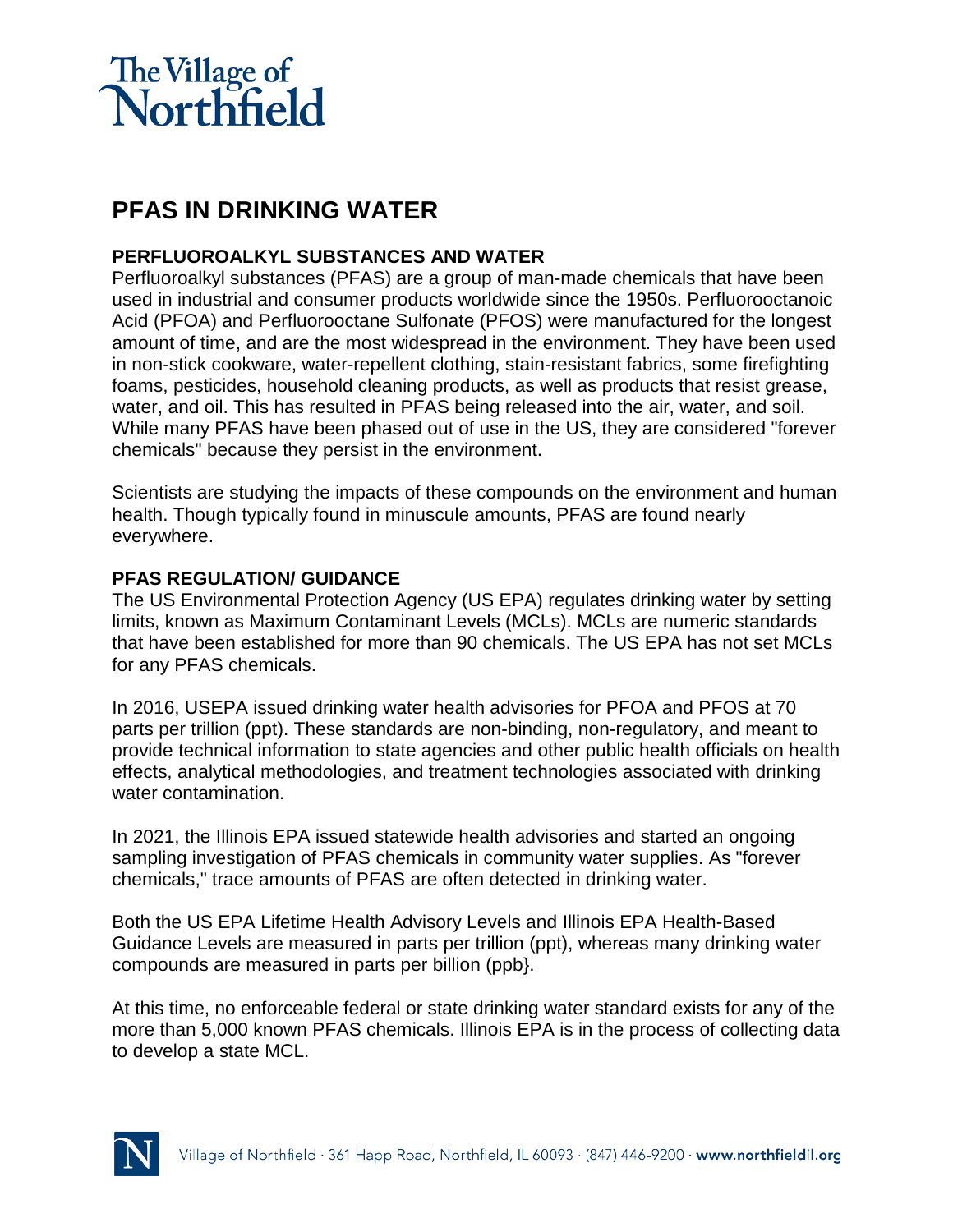# The Village of Northfield

## PFAS IN DRINKING WATER

### PERFLUOROALKYL SUBSTANCES AND WATER

Perfluoroalkyl substances (PFAS) are a group of man-made chemicals that have been used in industrial and consumer products worldwide since the 1950s. Perfluorooctanoic Acid (PFOA) and Perfluorooctane Sulfonate (PFOS) were manufactured for the longest amount of time, and are the most widespread in the environment. They have been used in non-stick cookware, water-repellent clothing, stain-resistant fabrics, some firefighting foams, pesticides, household cleaning products, as well as products that resist grease, water, and oil. This has resulted in PFAS being released into the air, water, and soil. While many PFAS have been phased out of use in the US, they are considered "forever chemicals" because they persist in the environment.

Scientists are studying the impacts of these compounds on the environment and human health. Though typically found in minuscule amounts, PFAS are found nearly everywhere.

### PFAS REGULATION/ GUIDANCE

The US Environmental Protection Agency (US EPA) regulates drinking water by setting limits, known as Maximum Contaminant Levels (MCLs). MCLs are numeric standards that have been established for more than 90 chemicals. The US EPA has not set MCLs for any PFAS chemicals.

In 2016, USEPA issued drinking water health advisories for PFOA and PFOS at 70 parts per trillion (ppt). These standards are non-binding, non-regulatory, and meant to provide technical information to state agencies and other public health officials on health effects, analytical methodologies, and treatment technologies associated with drinking water contamination.

In 2021, the Illinois EPA issued statewide health advisories and started an ongoing sampling investigation of PFAS chemicals in community water supplies. As "forever chemicals," trace amounts of PFAS are often detected in drinking water.

Both the US EPA Lifetime Health Advisory Levels and Illinois EPA Health-Based Guidance Levels are measured in parts per trillion (ppt), whereas many drinking water compounds are measured in parts per billion (ppb}.

At this time, no enforceable federal or state drinking water standard exists for any of the more than 5,000 known PFAS chemicals. Illinois EPA is in the process of collecting data to develop a state MCL.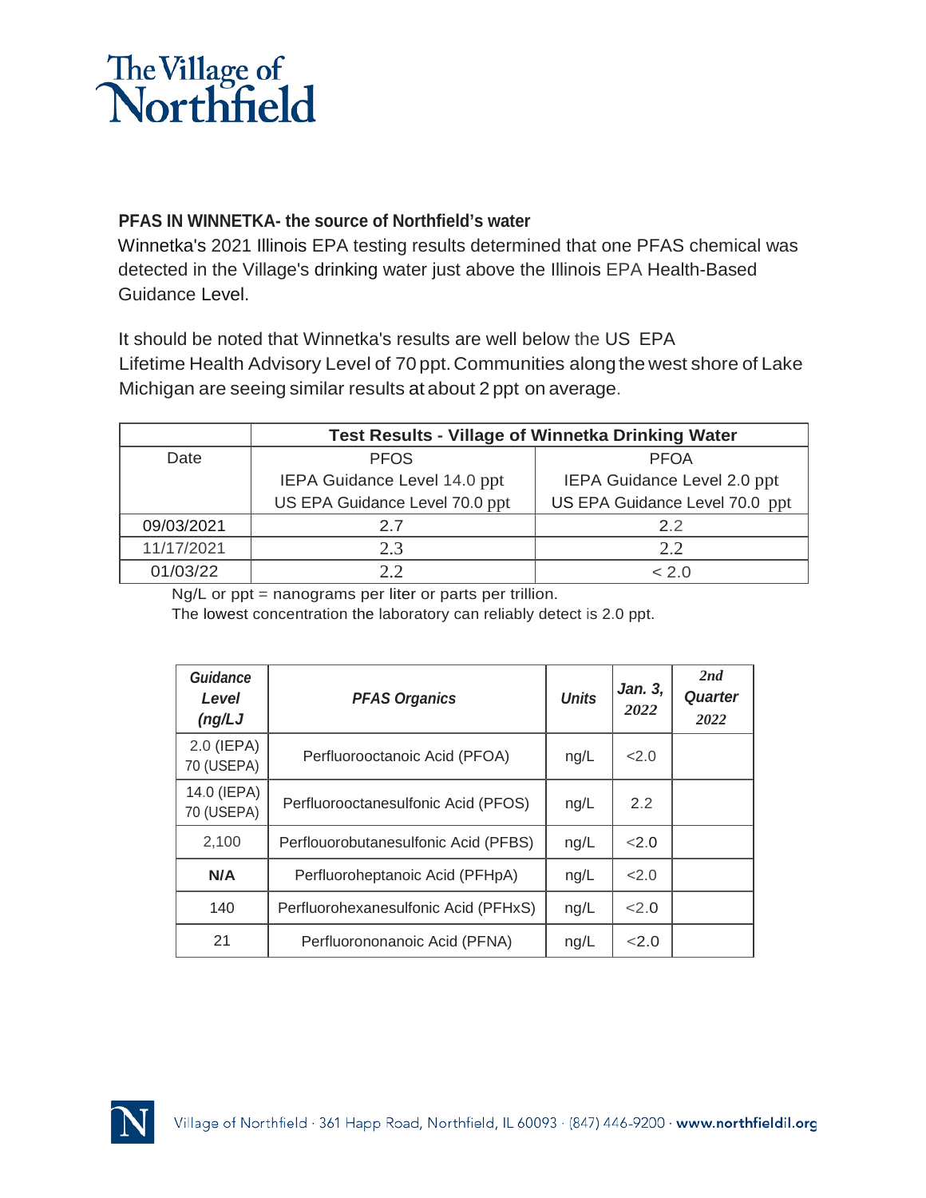# The Village of Northfield

**PFAS IN WINNETKA- the source of Northfield's water**

Winnetka's 2021 Illinois EPA testing results determined that one PFAS chemical was detected in the Village's drinking water just above the Illinois EPA Health-Based Guidance Level.

It should be noted that Winnetka's results are well below the US EPA Lifetime Health Advisory Level of 70 ppt. Communities along the west shore of Lake Michigan are seeing similar results at about 2 ppt on average.

| | Test Results - Village of Winnetka Drinking Water | |
|---|---|---|
| Date | PFOS<br>IEPA Guidance Level 14.0 ppt<br>US EPA Guidance Level 70.0 ppt | PFOA<br>IEPA Guidance Level 2.0 ppt<br>US EPA Guidance Level 70.0 ppt |
| 09/03/2021 | 2.7 | 2.2 |
| 11/17/2021 | 2.3 | 2.2 |
| 01/03/22 | 2.2 | < 2.0 |

Ng/L or ppt = nanograms per liter or parts per trillion.
The lowest concentration the laboratory can reliably detect is 2.0 ppt.

| *Guidance Level (ng/LJ* | *PFAS Organics* | *Units* | *Jan. 3, 2022* | *2nd Quarter 2022* |
|---|---|---|---|---|
| 2.0 (IEPA)<br>70 (USEPA) | Perfluorooctanoic Acid (PFOA) | ng/L | <2.0 | |
| 14.0 (IEPA)<br>70 (USEPA) | Perfluorooctanesulfonic Acid (PFOS) | ng/L | 2.2 | |
| 2,100 | Perflouorobutanesulfonic Acid (PFBS) | ng/L | <2.0 | |
| **N/A** | Perfluoroheptanoic Acid (PFHpA) | ng/L | <2.0 | |
| 140 | Perfluorohexanesulfonic Acid (PFHxS) | ng/L | <2.0 | |
| 21 | Perfluorononanoic Acid (PFNA) | ng/L | <2.0 | |

Village of Northfield · 361 Happ Road, Northfield, IL 60093 · (847) 446-9200 · **www.northfieldil.org**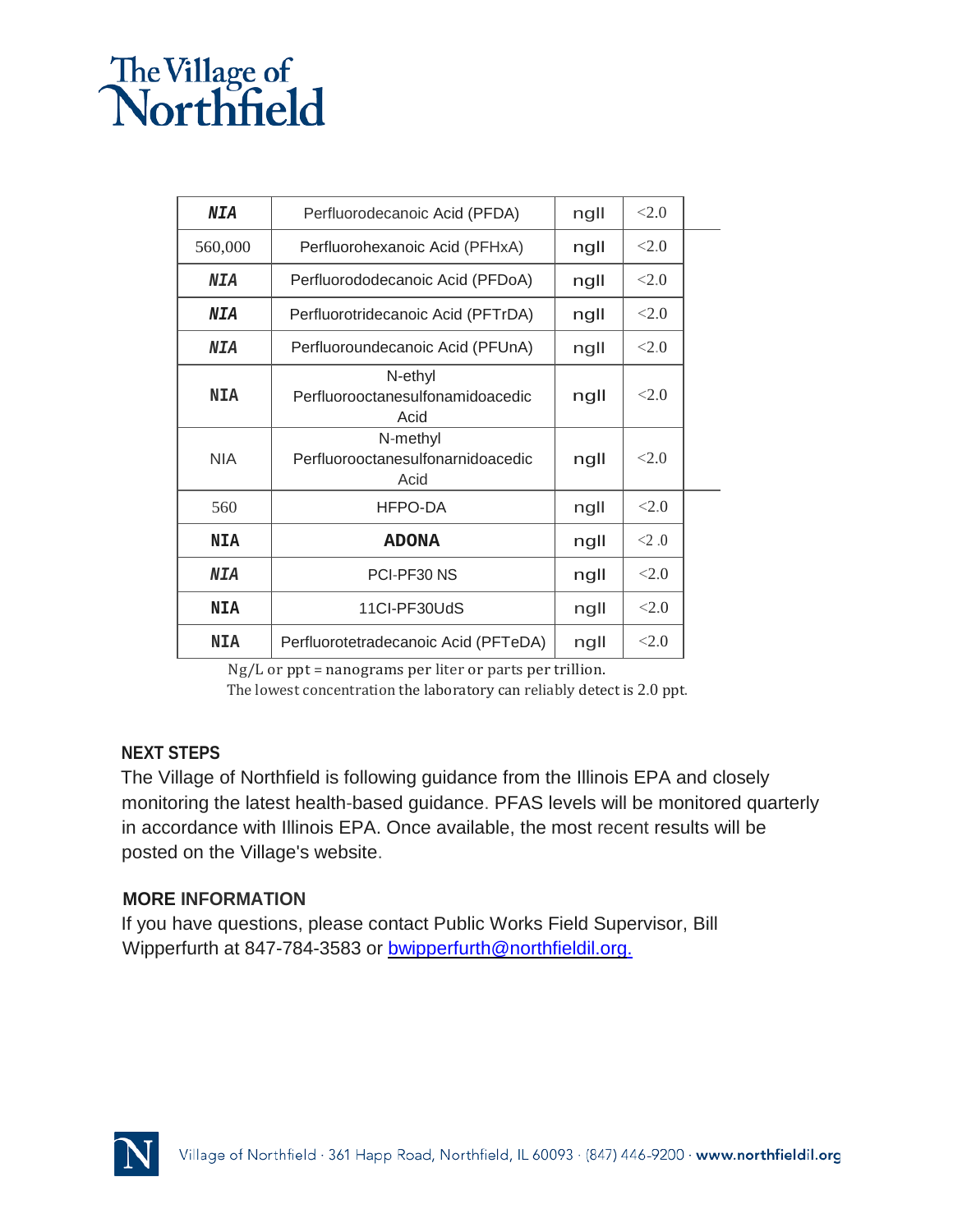# The Village of Northfield

| | | | |
|---|---|---|---|
| NIA | Perfluorodecanoic Acid (PFDA) | ngll | <2.0 |
| 560,000 | Perfluorohexanoic Acid (PFHxA) | ngll | <2.0 |
| NIA | Perfluorododecanoic Acid (PFDoA) | ngll | <2.0 |
| NIA | Perfluorotridecanoic Acid (PFTrDA) | ngll | <2.0 |
| NIA | Perfluoroundecanoic Acid (PFUnA) | ngll | <2.0 |
| NIA | N-ethyl Perfluorooctanesulfonamidoacedic Acid | ngll | <2.0 |
| NIA | N-methyl Perfluorooctanesulfonarnidoacedic Acid | ngll | <2.0 |
| 560 | HFPO-DA | ngll | <2.0 |
| NIA | **ADONA** | ngll | <2 .0 |
| NIA | PCI-PF30 NS | ngll | <2.0 |
| NIA | 11CI-PF30UdS | ngll | <2.0 |
| NIA | Perfluorotetradecanoic Acid (PFTeDA) | ngll | <2.0 |

Ng/L or ppt = nanograms per liter or parts per trillion.
The lowest concentration the laboratory can reliably detect is 2.0 ppt.

## NEXT STEPS

The Village of Northfield is following guidance from the Illinois EPA and closely monitoring the latest health-based guidance. PFAS levels will be monitored quarterly in accordance with Illinois EPA. Once available, the most recent results will be posted on the Village's website.

## MORE INFORMATION

If you have questions, please contact Public Works Field Supervisor, Bill Wipperfurth at 847-784-3583 or bwipperfurth@northfieldil.org.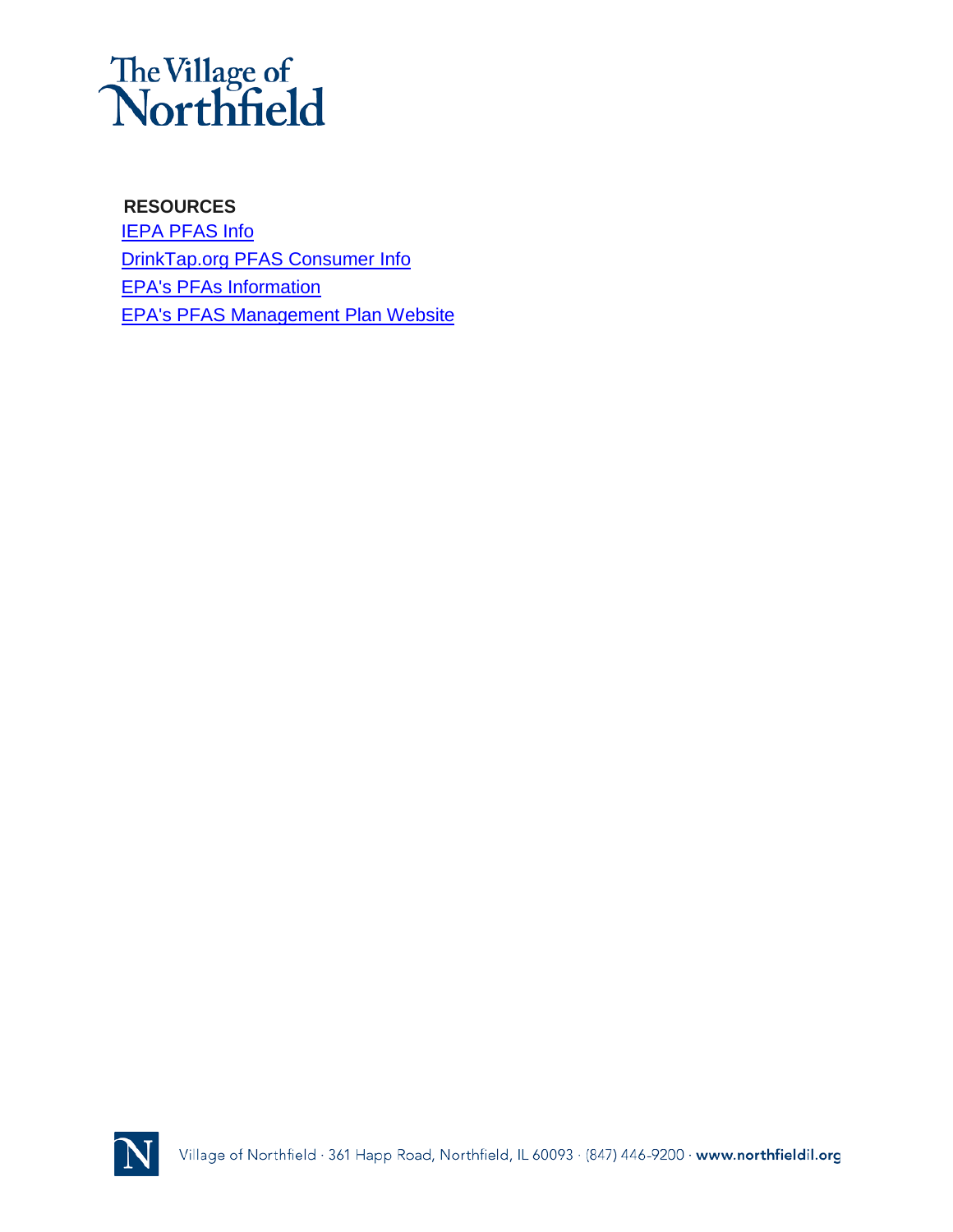**RESOURCES**

IEPA PFAS Info

DrinkTap.org PFAS Consumer Info

EPA's PFAs Information

EPA's PFAS Management Plan Website